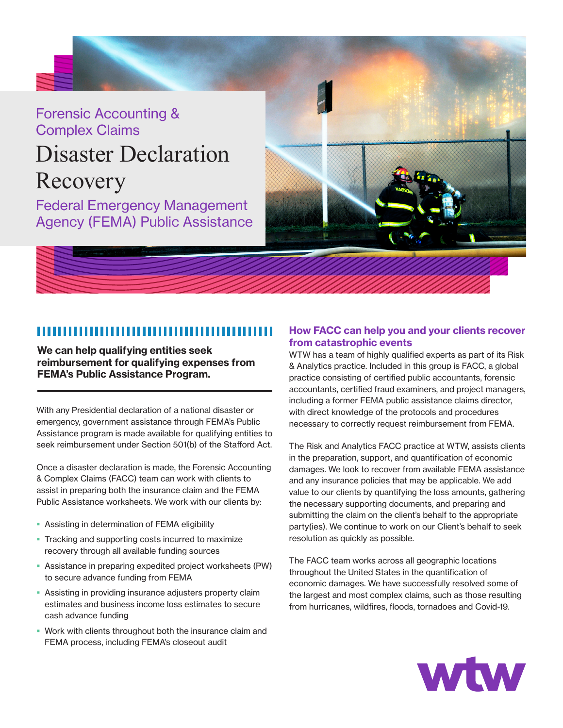Forensic Accounting & Complex Claims

# Disaster Declaration Recovery

## Federal Emergency Management Agency (FEMA) Public Assistance

**We can help qualifying entities seek reimbursement for qualifying expenses from FEMA's Public Assistance Program.**

With any Presidential declaration of a national disaster or emergency, government assistance through FEMA's Public Assistance program is made available for qualifying entities to seek reimbursement under Section 501(b) of the Stafford Act.

Once a disaster declaration is made, the Forensic Accounting & Complex Claims (FACC) team can work with clients to assist in preparing both the insurance claim and the FEMA Public Assistance worksheets. We work with our clients by:

- Assisting in determination of FEMA eligibility
- Tracking and supporting costs incurred to maximize recovery through all available funding sources
- Assistance in preparing expedited project worksheets (PW) to secure advance funding from FEMA
- Assisting in providing insurance adjusters property claim estimates and business income loss estimates to secure cash advance funding
- Work with clients throughout both the insurance claim and FEMA process, including FEMA's closeout audit

### How FACC can help you and your clients recover from catastrophic events

WTW has a team of highly qualified experts as part of its Risk & Analytics practice. Included in this group is FACC, a global practice consisting of certified public accountants, forensic accountants, certified fraud examiners, and project managers, including a former FEMA public assistance claims director, with direct knowledge of the protocols and procedures necessary to correctly request reimbursement from FEMA.

The Risk and Analytics FACC practice at WTW, assists clients in the preparation, support, and quantification of economic damages. We look to recover from available FEMA assistance and any insurance policies that may be applicable. We add value to our clients by quantifying the loss amounts, gathering the necessary supporting documents, and preparing and submitting the claim on the client's behalf to the appropriate party(ies). We continue to work on our Client's behalf to seek resolution as quickly as possible.

The FACC team works across all geographic locations throughout the United States in the quantification of economic damages. We have successfully resolved some of the largest and most complex claims, such as those resulting from hurricanes, wildfires, floods, tornadoes and Covid-19.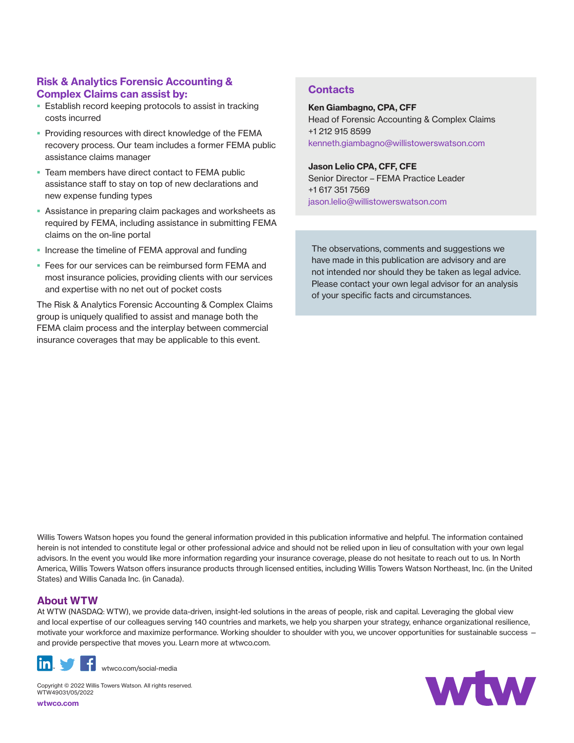## Risk & Analytics Forensic Accounting & Complex Claims can assist by:

- Establish record keeping protocols to assist in tracking costs incurred
- Providing resources with direct knowledge of the FEMA recovery process. Our team includes a former FEMA public assistance claims manager
- Team members have direct contact to FEMA public assistance staff to stay on top of new declarations and new expense funding types
- Assistance in preparing claim packages and worksheets as required by FEMA, including assistance in submitting FEMA claims on the on-line portal
- Increase the timeline of FEMA approval and funding
- Fees for our services can be reimbursed form FEMA and most insurance policies, providing clients with our services and expertise with no net out of pocket costs

The Risk & Analytics Forensic Accounting & Complex Claims group is uniquely qualified to assist and manage both the FEMA claim process and the interplay between commercial insurance coverages that may be applicable to this event.

## Contacts

**Ken Giambagno, CPA, CFF**
Head of Forensic Accounting & Complex Claims
+1 212 915 8599
kenneth.giambagno@willistowerswatson.com

**Jason Lelio CPA, CFF, CFE**
Senior Director – FEMA Practice Leader
+1 617 351 7569
jason.lelio@willistowerswatson.com

The observations, comments and suggestions we have made in this publication are advisory and are not intended nor should they be taken as legal advice. Please contact your own legal advisor for an analysis of your specific facts and circumstances.

Willis Towers Watson hopes you found the general information provided in this publication informative and helpful. The information contained herein is not intended to constitute legal or other professional advice and should not be relied upon in lieu of consultation with your own legal advisors. In the event you would like more information regarding your insurance coverage, please do not hesitate to reach out to us. In North America, Willis Towers Watson offers insurance products through licensed entities, including Willis Towers Watson Northeast, Inc. (in the United States) and Willis Canada Inc. (in Canada).

## About WTW

At WTW (NASDAQ: WTW), we provide data-driven, insight-led solutions in the areas of people, risk and capital. Leveraging the global view and local expertise of our colleagues serving 140 countries and markets, we help you sharpen your strategy, enhance organizational resilience, motivate your workforce and maximize performance. Working shoulder to shoulder with you, we uncover opportunities for sustainable success — and provide perspective that moves you. Learn more at wtwco.com.

wtwco.com/social-media

Copyright © 2022 Willis Towers Watson. All rights reserved.
WTW49031/05/2022

**wtwco.com**